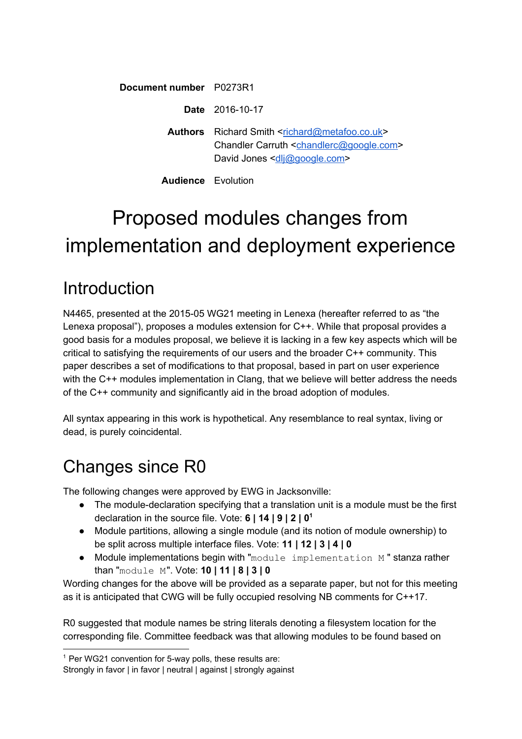| | |
|---|---|
| **Document number** | P0273R1 |
| **Date** | 2016-10-17 |
| **Authors** | Richard Smith <richard@metafoo.co.uk><br>Chandler Carruth <chandlerc@google.com><br>David Jones <dlj@google.com> |
| **Audience** | Evolution |

# Proposed modules changes from implementation and deployment experience

## Introduction

N4465, presented at the 2015-05 WG21 meeting in Lenexa (hereafter referred to as "the Lenexa proposal"), proposes a modules extension for C++. While that proposal provides a good basis for a modules proposal, we believe it is lacking in a few key aspects which will be critical to satisfying the requirements of our users and the broader C++ community. This paper describes a set of modifications to that proposal, based in part on user experience with the C++ modules implementation in Clang, that we believe will better address the needs of the C++ community and significantly aid in the broad adoption of modules.

All syntax appearing in this work is hypothetical. Any resemblance to real syntax, living or dead, is purely coincidental.

## Changes since R0

The following changes were approved by EWG in Jacksonville:

- The module-declaration specifying that a translation unit is a module must be the first declaration in the source file. Vote: **6 | 14 | 9 | 2 | 0**[1]
- Module partitions, allowing a single module (and its notion of module ownership) to be split across multiple interface files. Vote: **11 | 12 | 3 | 4 | 0**
- Module implementations begin with "`module implementation M`" stanza rather than "`module M`". Vote: **10 | 11 | 8 | 3 | 0**

Wording changes for the above will be provided as a separate paper, but not for this meeting as it is anticipated that CWG will be fully occupied resolving NB comments for C++17.

R0 suggested that module names be string literals denoting a filesystem location for the corresponding file. Committee feedback was that allowing modules to be found based on

[1] Per WG21 convention for 5-way polls, these results are:
Strongly in favor | in favor | neutral | against | strongly against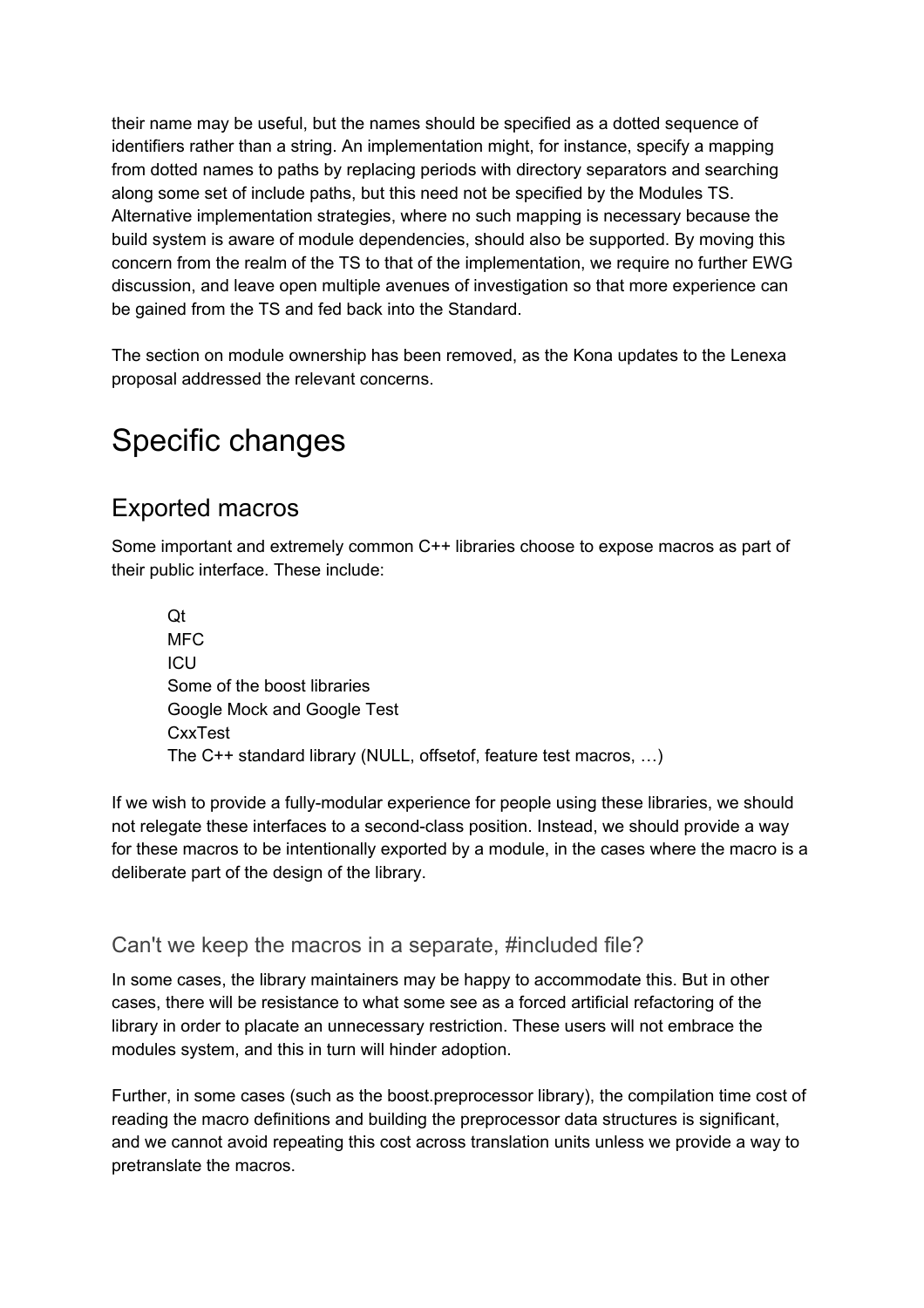their name may be useful, but the names should be specified as a dotted sequence of identifiers rather than a string. An implementation might, for instance, specify a mapping from dotted names to paths by replacing periods with directory separators and searching along some set of include paths, but this need not be specified by the Modules TS. Alternative implementation strategies, where no such mapping is necessary because the build system is aware of module dependencies, should also be supported. By moving this concern from the realm of the TS to that of the implementation, we require no further EWG discussion, and leave open multiple avenues of investigation so that more experience can be gained from the TS and fed back into the Standard.

The section on module ownership has been removed, as the Kona updates to the Lenexa proposal addressed the relevant concerns.

# Specific changes

## Exported macros

Some important and extremely common C++ libraries choose to expose macros as part of their public interface. These include:

- Qt
- MFC
- ICU
- Some of the boost libraries
- Google Mock and Google Test
- CxxTest
- The C++ standard library (NULL, offsetof, feature test macros, …)

If we wish to provide a fully-modular experience for people using these libraries, we should not relegate these interfaces to a second-class position. Instead, we should provide a way for these macros to be intentionally exported by a module, in the cases where the macro is a deliberate part of the design of the library.

### Can't we keep the macros in a separate, #included file?

In some cases, the library maintainers may be happy to accommodate this. But in other cases, there will be resistance to what some see as a forced artificial refactoring of the library in order to placate an unnecessary restriction. These users will not embrace the modules system, and this in turn will hinder adoption.

Further, in some cases (such as the boost.preprocessor library), the compilation time cost of reading the macro definitions and building the preprocessor data structures is significant, and we cannot avoid repeating this cost across translation units unless we provide a way to pretranslate the macros.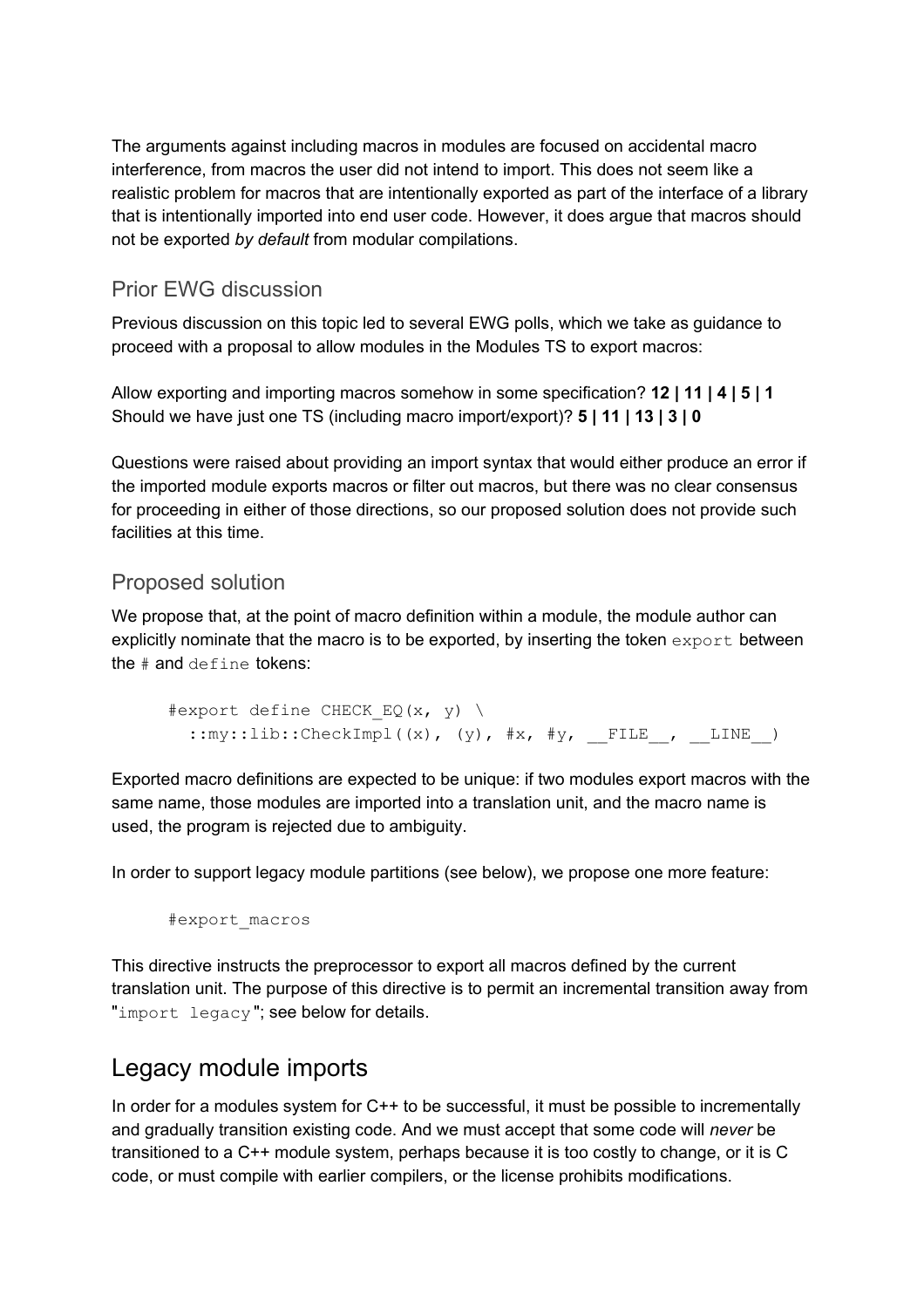The arguments against including macros in modules are focused on accidental macro interference, from macros the user did not intend to import. This does not seem like a realistic problem for macros that are intentionally exported as part of the interface of a library that is intentionally imported into end user code. However, it does argue that macros should not be exported *by default* from modular compilations.

### Prior EWG discussion

Previous discussion on this topic led to several EWG polls, which we take as guidance to proceed with a proposal to allow modules in the Modules TS to export macros:

Allow exporting and importing macros somehow in some specification? **12 | 11 | 4 | 5 | 1**
Should we have just one TS (including macro import/export)? **5 | 11 | 13 | 3 | 0**

Questions were raised about providing an import syntax that would either produce an error if the imported module exports macros or filter out macros, but there was no clear consensus for proceeding in either of those directions, so our proposed solution does not provide such facilities at this time.

### Proposed solution

We propose that, at the point of macro definition within a module, the module author can explicitly nominate that the macro is to be exported, by inserting the token `export` between the `#` and `define` tokens:

```
#export define CHECK_EQ(x, y) \
  ::my::lib::CheckImpl((x), (y), #x, #y, __FILE__, __LINE__)
```

Exported macro definitions are expected to be unique: if two modules export macros with the same name, those modules are imported into a translation unit, and the macro name is used, the program is rejected due to ambiguity.

In order to support legacy module partitions (see below), we propose one more feature:

```
#export_macros
```

This directive instructs the preprocessor to export all macros defined by the current translation unit. The purpose of this directive is to permit an incremental transition away from "`import legacy`"; see below for details.

## Legacy module imports

In order for a modules system for C++ to be successful, it must be possible to incrementally and gradually transition existing code. And we must accept that some code will *never* be transitioned to a C++ module system, perhaps because it is too costly to change, or it is C code, or must compile with earlier compilers, or the license prohibits modifications.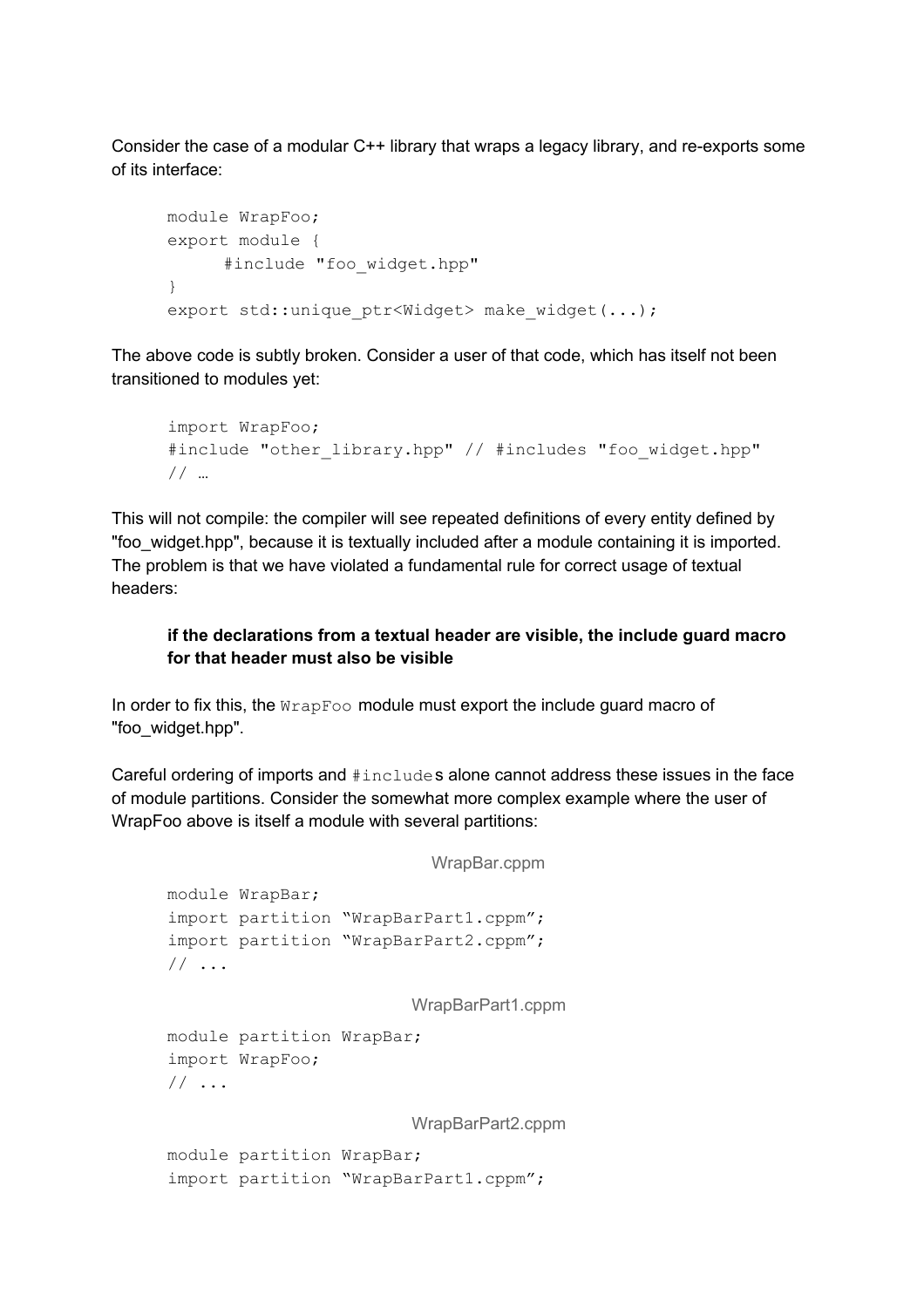Consider the case of a modular C++ library that wraps a legacy library, and re-exports some of its interface:

```
module WrapFoo;
export module {
      #include "foo_widget.hpp"
}
export std::unique_ptr<Widget> make_widget(...);
```

The above code is subtly broken. Consider a user of that code, which has itself not been transitioned to modules yet:

```
import WrapFoo;
#include "other_library.hpp" // #includes "foo_widget.hpp"
// …
```

This will not compile: the compiler will see repeated definitions of every entity defined by "foo_widget.hpp", because it is textually included after a module containing it is imported. The problem is that we have violated a fundamental rule for correct usage of textual headers:

> **if the declarations from a textual header are visible, the include guard macro for that header must also be visible**

In order to fix this, the `WrapFoo` module must export the include guard macro of "foo_widget.hpp".

Careful ordering of imports and `#include`s alone cannot address these issues in the face of module partitions. Consider the somewhat more complex example where the user of WrapFoo above is itself a module with several partitions:

WrapBar.cppm

```
module WrapBar;
import partition “WrapBarPart1.cppm”;
import partition “WrapBarPart2.cppm”;
// ...
```

WrapBarPart1.cppm

```
module partition WrapBar;
import WrapFoo;
// ...
```

WrapBarPart2.cppm

```
module partition WrapBar;
import partition “WrapBarPart1.cppm”;
```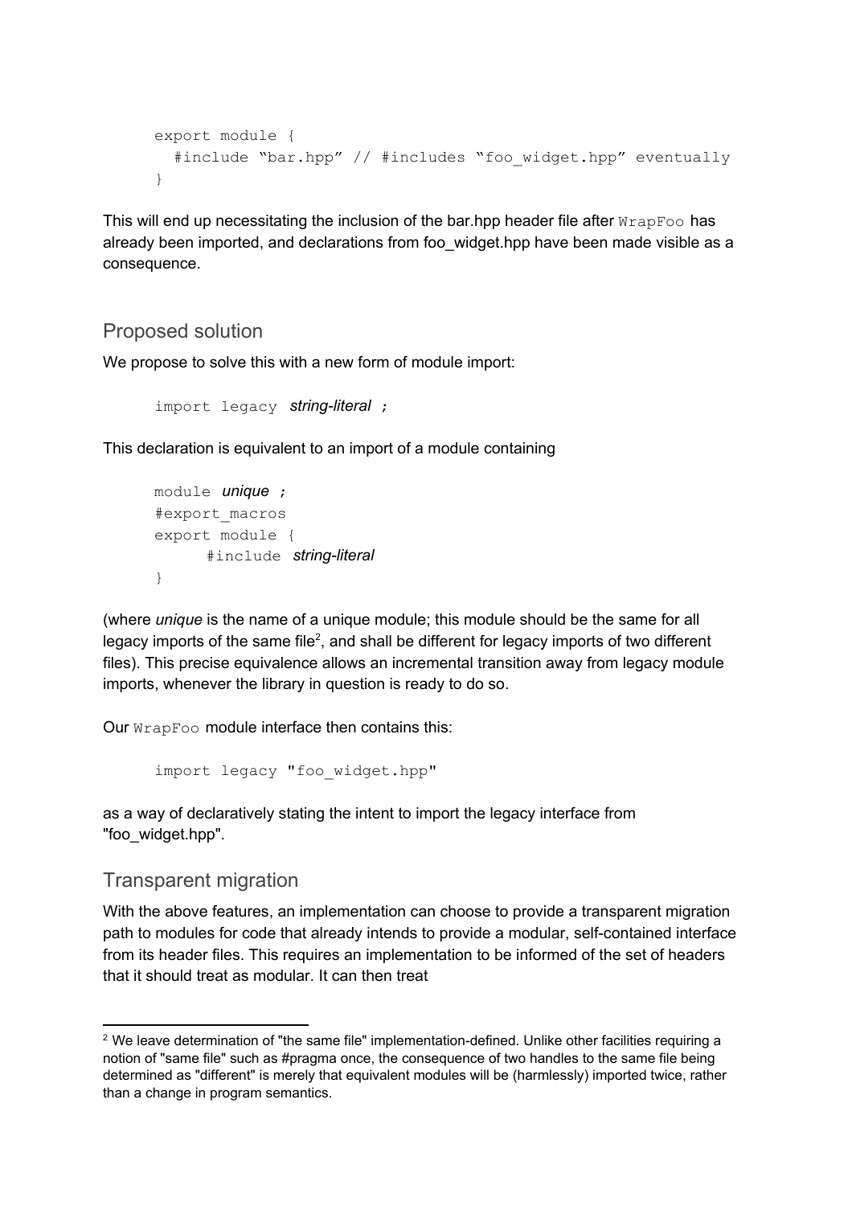```
export module {
  #include "bar.hpp" // #includes "foo_widget.hpp" eventually
}
```

This will end up necessitating the inclusion of the bar.hpp header file after `WrapFoo` has already been imported, and declarations from foo_widget.hpp have been made visible as a consequence.

## Proposed solution

We propose to solve this with a new form of module import:

```
import legacy string-literal ;
```

This declaration is equivalent to an import of a module containing

```
module unique ;
#export_macros
export module {
      #include string-literal
}
```

(where *unique* is the name of a unique module; this module should be the same for all legacy imports of the same file[2], and shall be different for legacy imports of two different files). This precise equivalence allows an incremental transition away from legacy module imports, whenever the library in question is ready to do so.

Our `WrapFoo` module interface then contains this:

```
import legacy "foo_widget.hpp"
```

as a way of declaratively stating the intent to import the legacy interface from "foo_widget.hpp".

## Transparent migration

With the above features, an implementation can choose to provide a transparent migration path to modules for code that already intends to provide a modular, self-contained interface from its header files. This requires an implementation to be informed of the set of headers that it should treat as modular. It can then treat

---

[2] We leave determination of "the same file" implementation-defined. Unlike other facilities requiring a notion of "same file" such as #pragma once, the consequence of two handles to the same file being determined as "different" is merely that equivalent modules will be (harmlessly) imported twice, rather than a change in program semantics.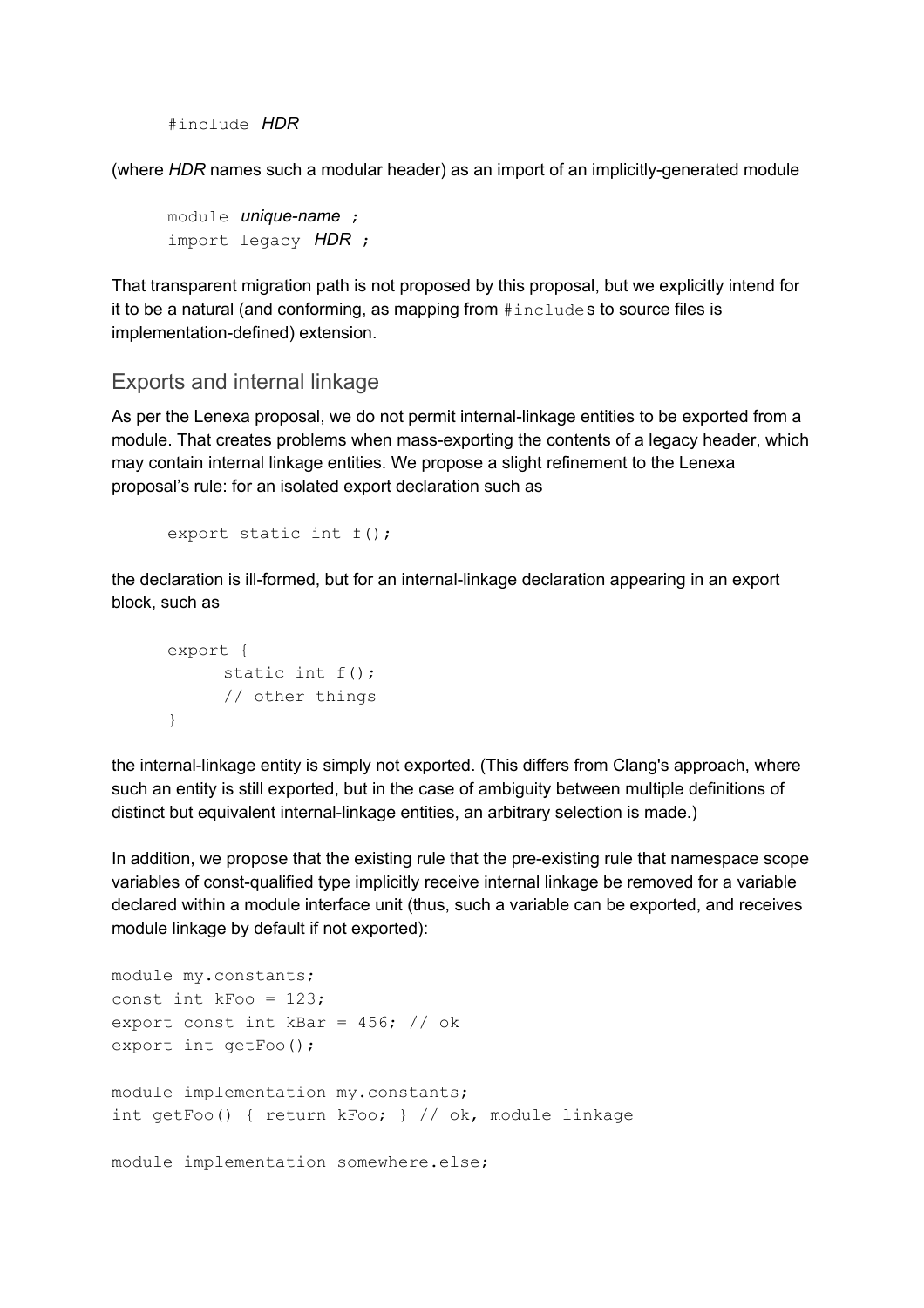```
#include HDR
```

(where *HDR* names such a modular header) as an import of an implicitly-generated module

```
module unique-name ;
import legacy HDR ;
```

That transparent migration path is not proposed by this proposal, but we explicitly intend for it to be a natural (and conforming, as mapping from `#include`s to source files is implementation-defined) extension.

## Exports and internal linkage

As per the Lenexa proposal, we do not permit internal-linkage entities to be exported from a module. That creates problems when mass-exporting the contents of a legacy header, which may contain internal linkage entities. We propose a slight refinement to the Lenexa proposal's rule: for an isolated export declaration such as

```
export static int f();
```

the declaration is ill-formed, but for an internal-linkage declaration appearing in an export block, such as

```
export {
      static int f();
      // other things
}
```

the internal-linkage entity is simply not exported. (This differs from Clang's approach, where such an entity is still exported, but in the case of ambiguity between multiple definitions of distinct but equivalent internal-linkage entities, an arbitrary selection is made.)

In addition, we propose that the existing rule that the pre-existing rule that namespace scope variables of const-qualified type implicitly receive internal linkage be removed for a variable declared within a module interface unit (thus, such a variable can be exported, and receives module linkage by default if not exported):

```
module my.constants;
const int kFoo = 123;
export const int kBar = 456; // ok
export int getFoo();

module implementation my.constants;
int getFoo() { return kFoo; } // ok, module linkage

module implementation somewhere.else;
```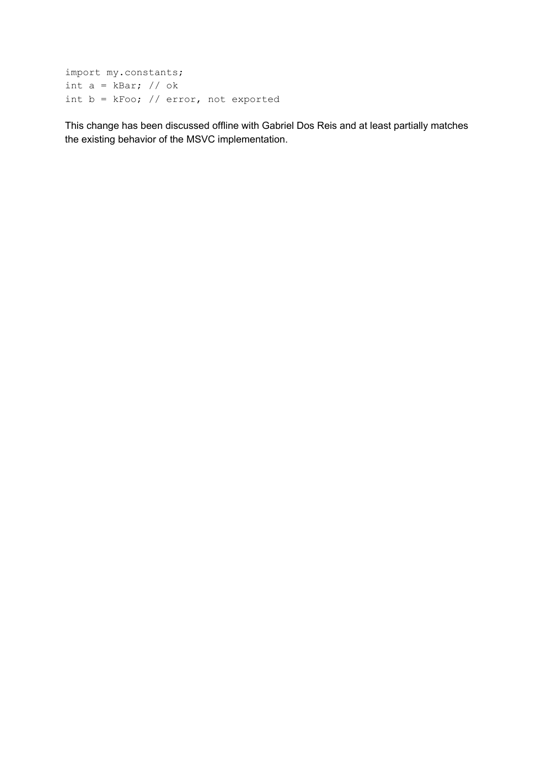```
import my.constants;
int a = kBar; // ok
int b = kFoo; // error, not exported
```

This change has been discussed offline with Gabriel Dos Reis and at least partially matches the existing behavior of the MSVC implementation.